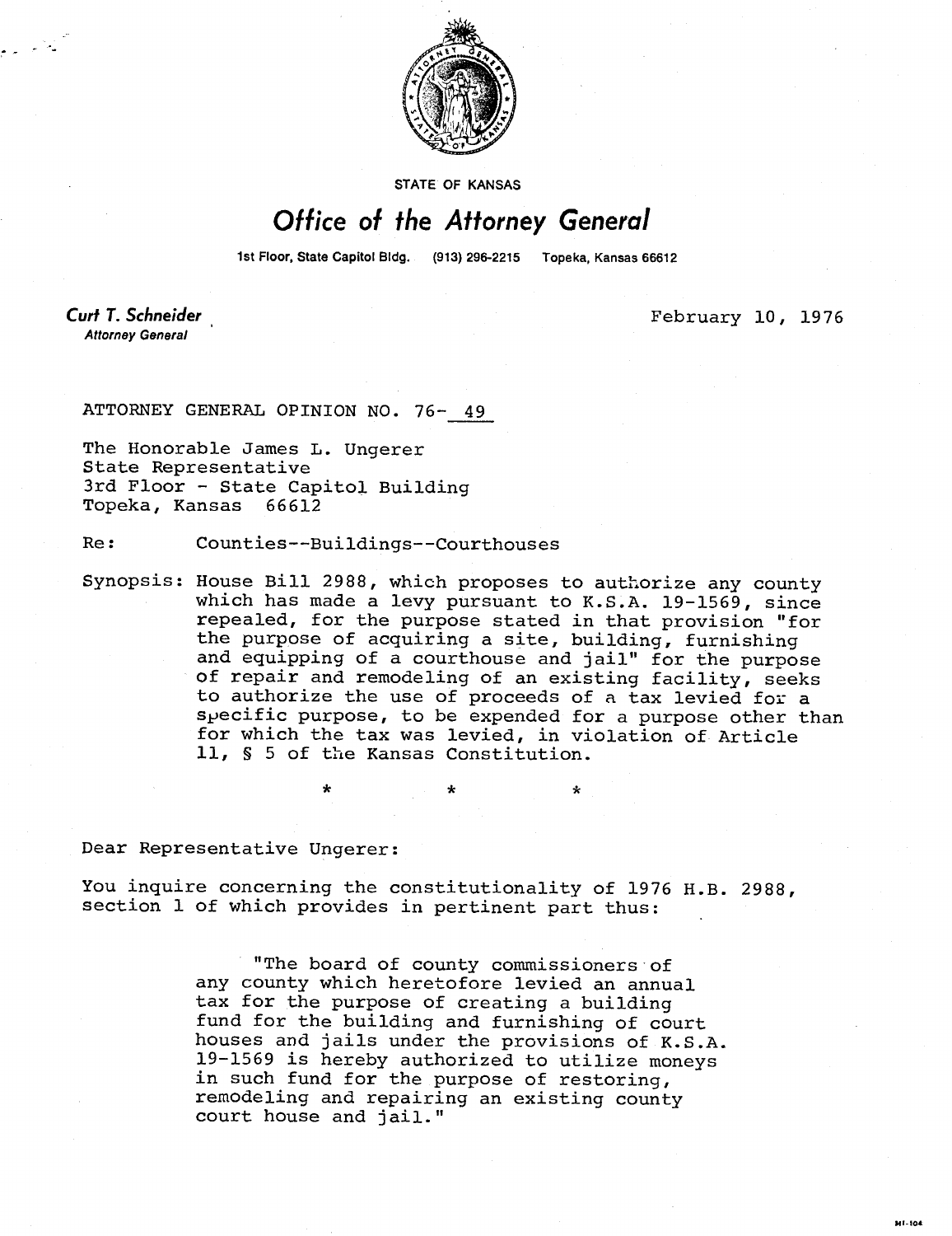STATE OF KANSAS

# Office of the Attorney General

1st Floor, State Capitol Bldg. (913) 296-2215 Topeka, Kansas 66612

**Curt T. Schneider**
*Attorney General*

February 10, 1976

ATTORNEY GENERAL OPINION NO. 76- 49

The Honorable James L. Ungerer
State Representative
3rd Floor - State Capitol Building
Topeka, Kansas 66612

Re: Counties--Buildings--Courthouses

Synopsis: House Bill 2988, which proposes to authorize any county which has made a levy pursuant to K.S.A. 19-1569, since repealed, for the purpose stated in that provision "for the purpose of acquiring a site, building, furnishing and equipping of a courthouse and jail" for the purpose of repair and remodeling of an existing facility, seeks to authorize the use of proceeds of a tax levied for a specific purpose, to be expended for a purpose other than for which the tax was levied, in violation of Article 11, § 5 of the Kansas Constitution.

\* \* \*

Dear Representative Ungerer:

You inquire concerning the constitutionality of 1976 H.B. 2988, section 1 of which provides in pertinent part thus:

> "The board of county commissioners of any county which heretofore levied an annual tax for the purpose of creating a building fund for the building and furnishing of court houses and jails under the provisions of K.S.A. 19-1569 is hereby authorized to utilize moneys in such fund for the purpose of restoring, remodeling and repairing an existing county court house and jail."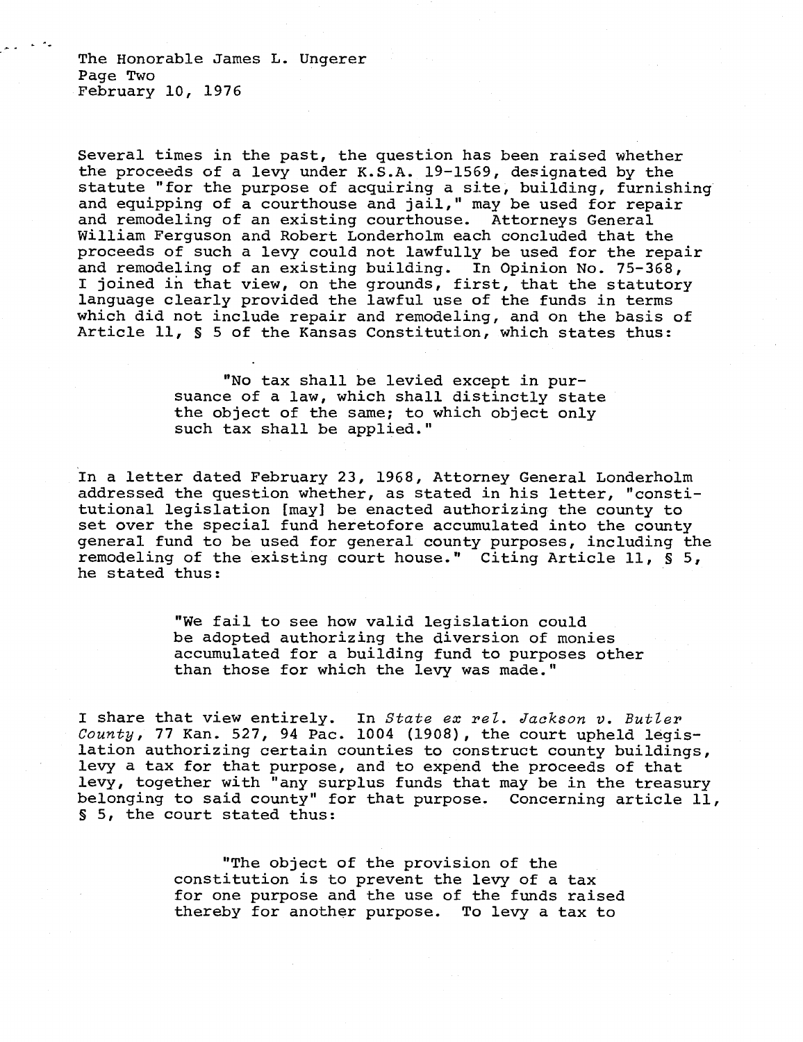Several times in the past, the question has been raised whether the proceeds of a levy under K.S.A. 19-1569, designated by the statute "for the purpose of acquiring a site, building, furnishing and equipping of a courthouse and jail," may be used for repair and remodeling of an existing courthouse. Attorneys General William Ferguson and Robert Londerholm each concluded that the proceeds of such a levy could not lawfully be used for the repair and remodeling of an existing building. In Opinion No. 75-368, I joined in that view, on the grounds, first, that the statutory language clearly provided the lawful use of the funds in terms which did not include repair and remodeling, and on the basis of Article 11, § 5 of the Kansas Constitution, which states thus:

> "No tax shall be levied except in pursuance of a law, which shall distinctly state the object of the same; to which object only such tax shall be applied."

In a letter dated February 23, 1968, Attorney General Londerholm addressed the question whether, as stated in his letter, "constitutional legislation [may] be enacted authorizing the county to set over the special fund heretofore accumulated into the county general fund to be used for general county purposes, including the remodeling of the existing court house." Citing Article 11, § 5, he stated thus:

> "We fail to see how valid legislation could be adopted authorizing the diversion of monies accumulated for a building fund to purposes other than those for which the levy was made."

I share that view entirely. In *State ex rel. Jackson v. Butler County*, 77 Kan. 527, 94 Pac. 1004 (1908), the court upheld legislation authorizing certain counties to construct county buildings, levy a tax for that purpose, and to expend the proceeds of that levy, together with "any surplus funds that may be in the treasury belonging to said county" for that purpose. Concerning article 11, § 5, the court stated thus:

> "The object of the provision of the constitution is to prevent the levy of a tax for one purpose and the use of the funds raised thereby for another purpose. To levy a tax to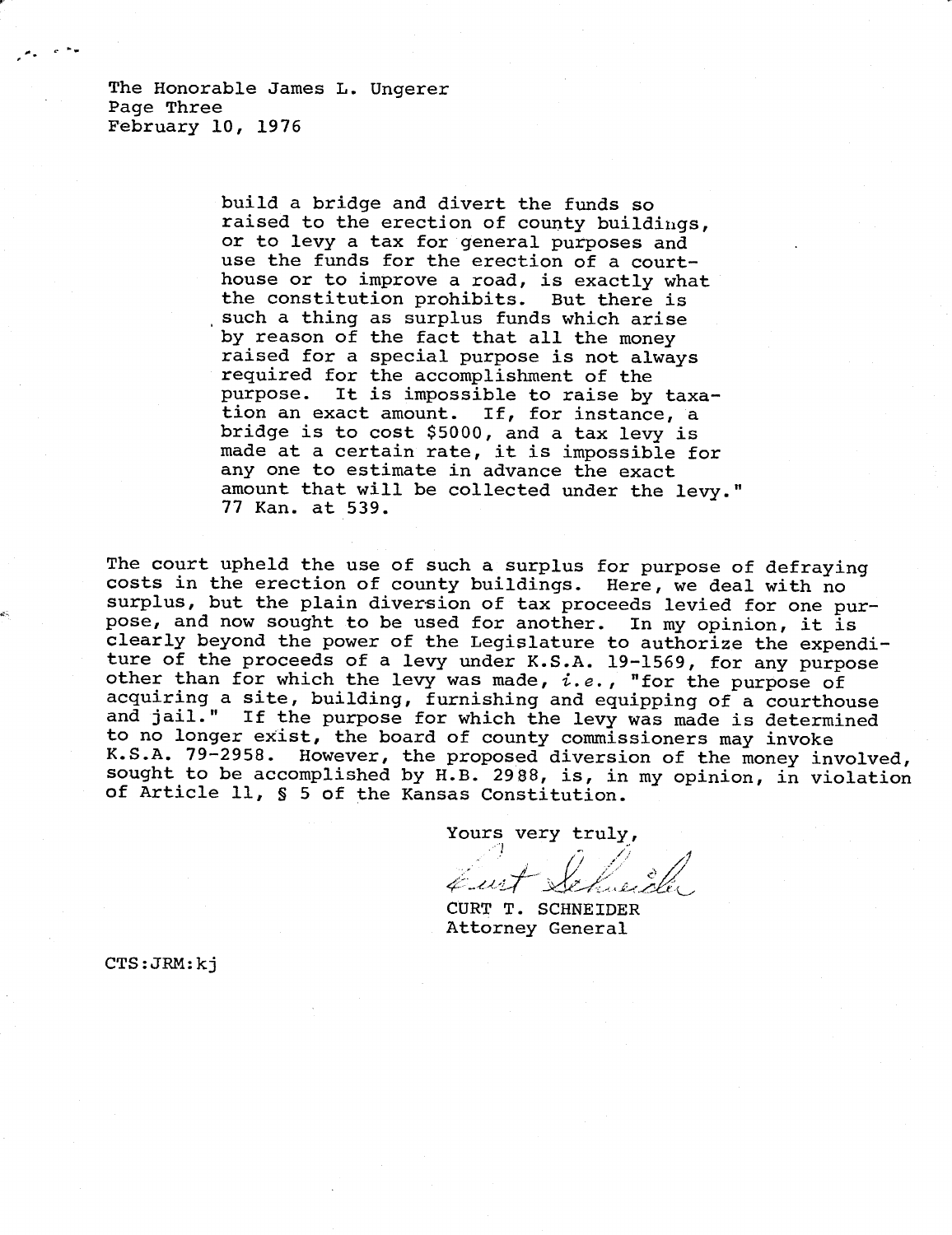> build a bridge and divert the funds so raised to the erection of county buildings, or to levy a tax for general purposes and use the funds for the erection of a courthouse or to improve a road, is exactly what the constitution prohibits. But there is such a thing as surplus funds which arise by reason of the fact that all the money raised for a special purpose is not always required for the accomplishment of the purpose. It is impossible to raise by taxation an exact amount. If, for instance, a bridge is to cost $5000, and a tax levy is made at a certain rate, it is impossible for any one to estimate in advance the exact amount that will be collected under the levy." 77 Kan. at 539.

The court upheld the use of such a surplus for purpose of defraying costs in the erection of county buildings. Here, we deal with no surplus, but the plain diversion of tax proceeds levied for one purpose, and now sought to be used for another. In my opinion, it is clearly beyond the power of the Legislature to authorize the expenditure of the proceeds of a levy under K.S.A. 19-1569, for any purpose other than for which the levy was made, *i.e.*, "for the purpose of acquiring a site, building, furnishing and equipping of a courthouse and jail." If the purpose for which the levy was made is determined to no longer exist, the board of county commissioners may invoke K.S.A. 79-2958. However, the proposed diversion of the money involved, sought to be accomplished by H.B. 2988, is, in my opinion, in violation of Article 11, § 5 of the Kansas Constitution.

Yours very truly,

CURT T. SCHNEIDER
Attorney General

CTS:JRM:kj